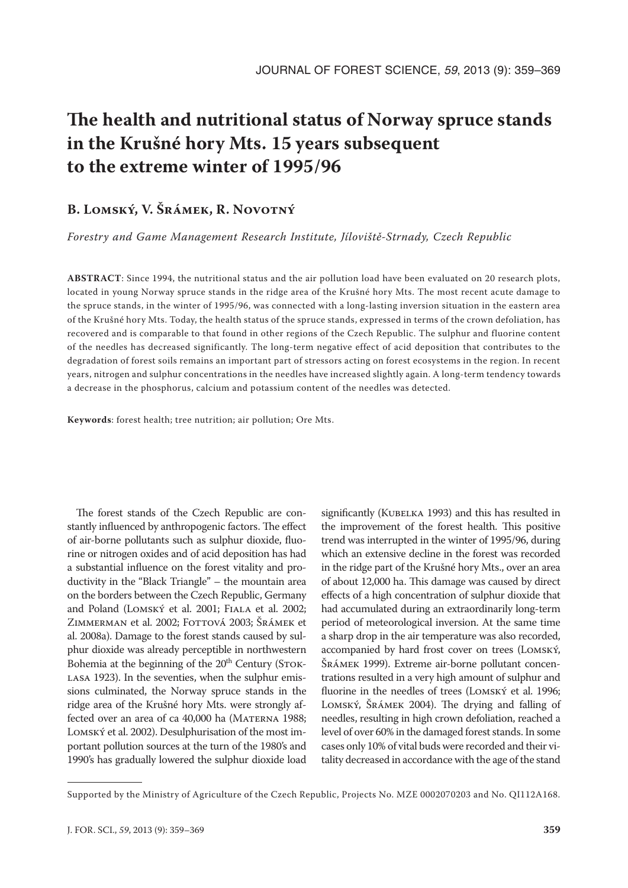# The health and nutritional status of Norway spruce stands in the Krušné hory Mts. 15 years subsequent to the extreme winter of 1995/96

## B. Lomský, V. Šrámek, R. Novotný

*Forestry and Game Management Research Institute, Jíloviště-Strnady, Czech Republic*

**ABSTRACT**: Since 1994, the nutritional status and the air pollution load have been evaluated on 20 research plots, located in young Norway spruce stands in the ridge area of the Krušné hory Mts. The most recent acute damage to the spruce stands, in the winter of 1995/96, was connected with a long-lasting inversion situation in the eastern area of the Krušné hory Mts. Today, the health status of the spruce stands, expressed in terms of the crown defoliation, has recovered and is comparable to that found in other regions of the Czech Republic. The sulphur and fluorine content of the needles has decreased significantly. The long-term negative effect of acid deposition that contributes to the degradation of forest soils remains an important part of stressors acting on forest ecosystems in the region. In recent years, nitrogen and sulphur concentrations in the needles have increased slightly again. A long-term tendency towards a decrease in the phosphorus, calcium and potassium content of the needles was detected.

**Keywords**: forest health; tree nutrition; air pollution; Ore Mts.

The forest stands of the Czech Republic are constantly influenced by anthropogenic factors. The effect of air-borne pollutants such as sulphur dioxide, fluorine or nitrogen oxides and of acid deposition has had a substantial influence on the forest vitality and productivity in the "Black Triangle" – the mountain area on the borders between the Czech Republic, Germany and Poland (Lomský et al. 2001; Fiala et al. 2002; Zimmerman et al. 2002; Fottová 2003; Šrámek et al. 2008a). Damage to the forest stands caused by sulphur dioxide was already perceptible in northwestern Bohemia at the beginning of the 20th Century (Stoklasa 1923). In the seventies, when the sulphur emissions culminated, the Norway spruce stands in the ridge area of the Krušné hory Mts. were strongly affected over an area of ca 40,000 ha (Materna 1988; Lomský et al. 2002). Desulphurisation of the most important pollution sources at the turn of the 1980's and 1990's has gradually lowered the sulphur dioxide load significantly (Kubelka 1993) and this has resulted in the improvement of the forest health. This positive trend was interrupted in the winter of 1995/96, during which an extensive decline in the forest was recorded in the ridge part of the Krušné hory Mts., over an area of about 12,000 ha. This damage was caused by direct effects of a high concentration of sulphur dioxide that had accumulated during an extraordinarily long-term period of meteorological inversion. At the same time a sharp drop in the air temperature was also recorded, accompanied by hard frost cover on trees (Lomský, Šrámek 1999). Extreme air-borne pollutant concentrations resulted in a very high amount of sulphur and fluorine in the needles of trees (Lomský et al. 1996; Lomský, Šrámek 2004). The drying and falling of needles, resulting in high crown defoliation, reached a level of over 60% in the damaged forest stands. In some cases only 10% of vital buds were recorded and their vitality decreased in accordance with the age of the stand

Supported by the Ministry of Agriculture of the Czech Republic, Projects No. MZE 0002070203 and No. QI112A168.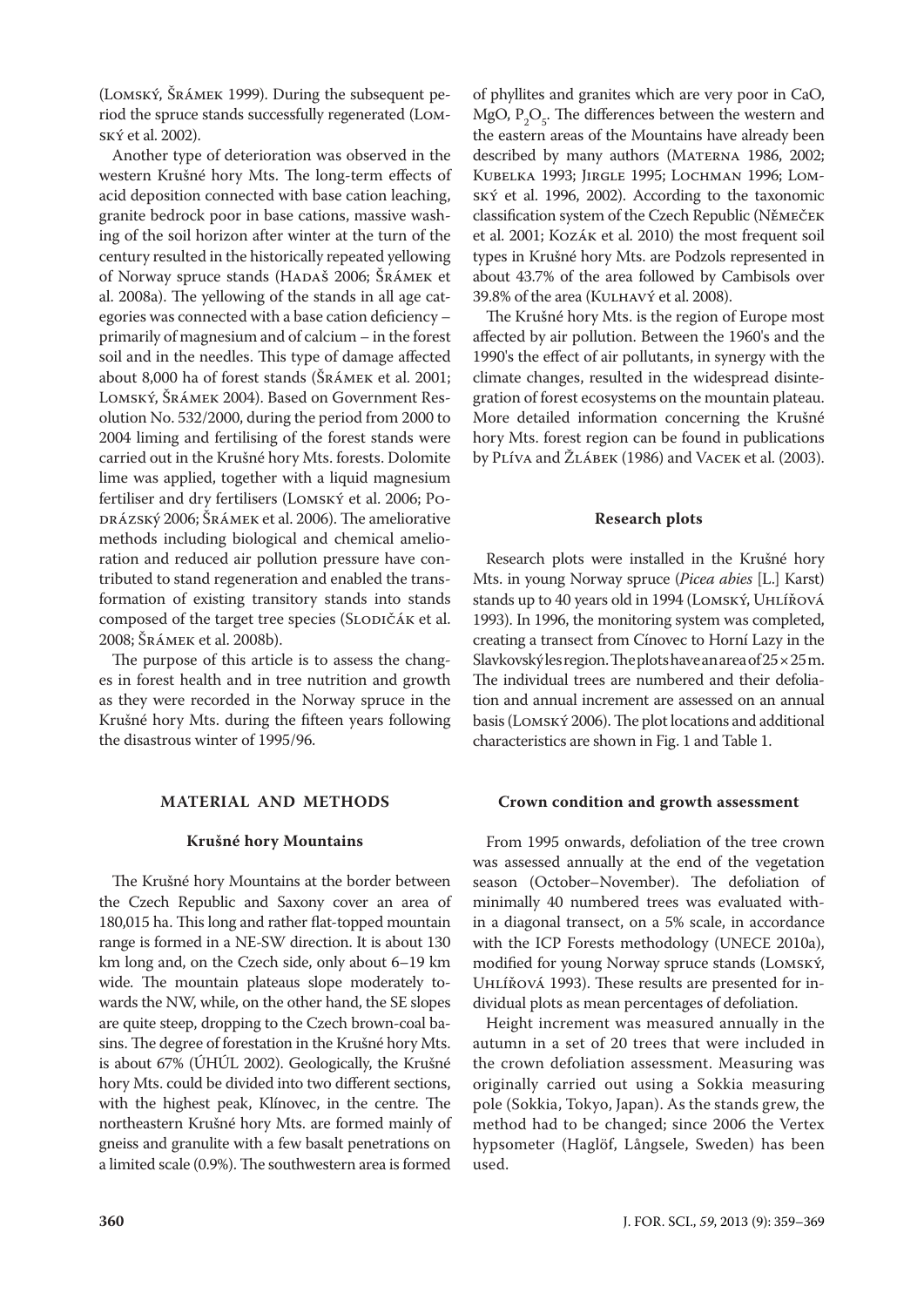(Lomský, Šrámek 1999). During the subsequent period the spruce stands successfully regenerated (Lomský et al. 2002).

Another type of deterioration was observed in the western Krušné hory Mts. The long-term effects of acid deposition connected with base cation leaching, granite bedrock poor in base cations, massive washing of the soil horizon after winter at the turn of the century resulted in the historically repeated yellowing of Norway spruce stands (Hadaš 2006; Šrámek et al. 2008a). The yellowing of the stands in all age categories was connected with a base cation deficiency – primarily of magnesium and of calcium – in the forest soil and in the needles. This type of damage affected about 8,000 ha of forest stands (Šrámek et al. 2001; Lomský, Šrámek 2004). Based on Government Resolution No. 532/2000, during the period from 2000 to 2004 liming and fertilising of the forest stands were carried out in the Krušné hory Mts. forests. Dolomite lime was applied, together with a liquid magnesium fertiliser and dry fertilisers (Lomský et al. 2006; Podrázský 2006; Šrámek et al. 2006). The ameliorative methods including biological and chemical amelioration and reduced air pollution pressure have contributed to stand regeneration and enabled the transformation of existing transitory stands into stands composed of the target tree species (Slodičák et al. 2008; Šrámek et al. 2008b).

The purpose of this article is to assess the changes in forest health and in tree nutrition and growth as they were recorded in the Norway spruce in the Krušné hory Mts. during the fifteen years following the disastrous winter of 1995/96.

## MATERIAL AND METHODS

### Krušné hory Mountains

The Krušné hory Mountains at the border between the Czech Republic and Saxony cover an area of 180,015 ha. This long and rather flat-topped mountain range is formed in a NE-SW direction. It is about 130 km long and, on the Czech side, only about 6–19 km wide. The mountain plateaus slope moderately towards the NW, while, on the other hand, the SE slopes are quite steep, dropping to the Czech brown-coal basins. The degree of forestation in the Krušné hory Mts. is about 67% (ÚHÚL 2002). Geologically, the Krušné hory Mts. could be divided into two different sections, with the highest peak, Klínovec, in the centre. The northeastern Krušné hory Mts. are formed mainly of gneiss and granulite with a few basalt penetrations on a limited scale (0.9%). The southwestern area is formed of phyllites and granites which are very poor in CaO, MgO, $P_2O_5$. The differences between the western and the eastern areas of the Mountains have already been described by many authors (Materna 1986, 2002; Kubelka 1993; Jirgle 1995; Lochman 1996; Lomský et al. 1996, 2002). According to the taxonomic classification system of the Czech Republic (Němeček et al. 2001; Kozák et al. 2010) the most frequent soil types in Krušné hory Mts. are Podzols represented in about 43.7% of the area followed by Cambisols over 39.8% of the area (Kulhavý et al. 2008).

The Krušné hory Mts. is the region of Europe most affected by air pollution. Between the 1960's and the 1990's the effect of air pollutants, in synergy with the climate changes, resulted in the widespread disintegration of forest ecosystems on the mountain plateau. More detailed information concerning the Krušné hory Mts. forest region can be found in publications by Plíva and Žlábek (1986) and Vacek et al. (2003).

### Research plots

Research plots were installed in the Krušné hory Mts. in young Norway spruce (*Picea abies* [L.] Karst) stands up to 40 years old in 1994 (Lomský, Uhlířová 1993). In 1996, the monitoring system was completed, creating a transect from Cínovec to Horní Lazy in the Slavkovský les region. The plots have an area of 25 × 25 m. The individual trees are numbered and their defoliation and annual increment are assessed on an annual basis (Lomský 2006). The plot locations and additional characteristics are shown in Fig. 1 and Table 1.

### Crown condition and growth assessment

From 1995 onwards, defoliation of the tree crown was assessed annually at the end of the vegetation season (October–November). The defoliation of minimally 40 numbered trees was evaluated within a diagonal transect, on a 5% scale, in accordance with the ICP Forests methodology (UNECE 2010a), modified for young Norway spruce stands (Lomský, Uhlířová 1993). These results are presented for individual plots as mean percentages of defoliation.

Height increment was measured annually in the autumn in a set of 20 trees that were included in the crown defoliation assessment. Measuring was originally carried out using a Sokkia measuring pole (Sokkia, Tokyo, Japan). As the stands grew, the method had to be changed; since 2006 the Vertex hypsometer (Haglöf, Långsele, Sweden) has been used.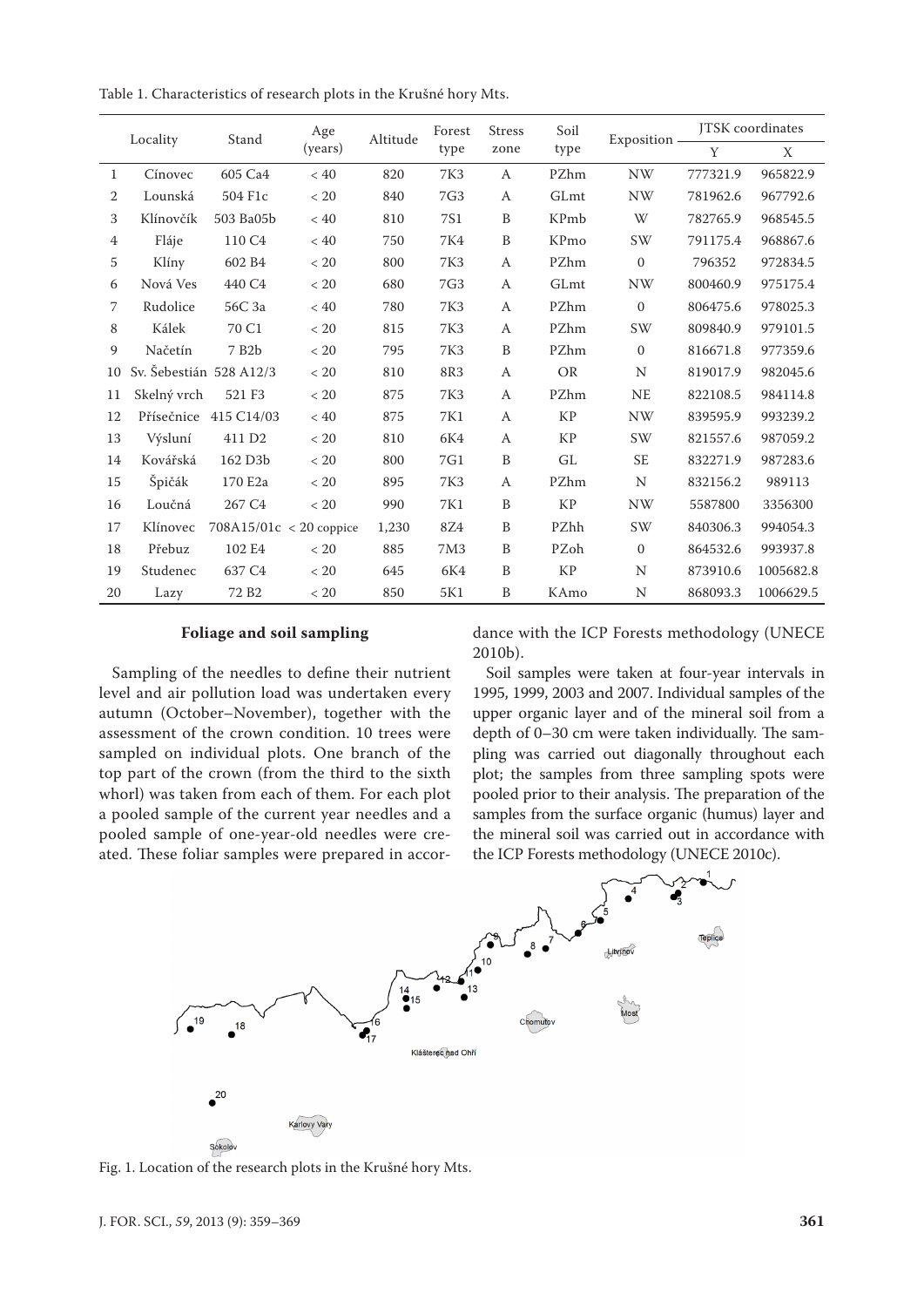Table 1. Characteristics of research plots in the Krušné hory Mts.

| | Locality | Stand | Age (years) | Altitude | Forest type | Stress zone | Soil type | Exposition | JTSK coordinates | |
|---|---|---|---|---|---|---|---|---|---|---|
| | | | | | | | | | Y | X |
| 1 | Cínovec | 605 Ca4 | < 40 | 820 | 7K3 | A | PZhm | NW | 777321.9 | 965822.9 |
| 2 | Lounská | 504 F1c | < 20 | 840 | 7G3 | A | GLmt | NW | 781962.6 | 967792.6 |
| 3 | Klínovčík | 503 Ba05b | < 40 | 810 | 7S1 | B | KPmb | W | 782765.9 | 968545.5 |
| 4 | Fláje | 110 C4 | < 40 | 750 | 7K4 | B | KPmo | SW | 791175.4 | 968867.6 |
| 5 | Klíny | 602 B4 | < 20 | 800 | 7K3 | A | PZhm | 0 | 796352 | 972834.5 |
| 6 | Nová Ves | 440 C4 | < 20 | 680 | 7G3 | A | GLmt | NW | 800460.9 | 975175.4 |
| 7 | Rudolice | 56C 3a | < 40 | 780 | 7K3 | A | PZhm | 0 | 806475.6 | 978025.3 |
| 8 | Kálek | 70 C1 | < 20 | 815 | 7K3 | A | PZhm | SW | 809840.9 | 979101.5 |
| 9 | Načetín | 7 B2b | < 20 | 795 | 7K3 | B | PZhm | 0 | 816671.8 | 977359.6 |
| 10 | Sv. Šebestián | 528 A12/3 | < 20 | 810 | 8R3 | A | OR | N | 819017.9 | 982045.6 |
| 11 | Skelný vrch | 521 F3 | < 20 | 875 | 7K3 | A | PZhm | NE | 822108.5 | 984114.8 |
| 12 | Přísečnice | 415 C14/03 | < 40 | 875 | 7K1 | A | KP | NW | 839595.9 | 993239.2 |
| 13 | Výsluní | 411 D2 | < 20 | 810 | 6K4 | A | KP | SW | 821557.6 | 987059.2 |
| 14 | Kovářská | 162 D3b | < 20 | 800 | 7G1 | B | GL | SE | 832271.9 | 987283.6 |
| 15 | Špičák | 170 E2a | < 20 | 895 | 7K3 | A | PZhm | N | 832156.2 | 989113 |
| 16 | Loučná | 267 C4 | < 20 | 990 | 7K1 | B | KP | NW | 5587800 | 3356300 |
| 17 | Klínovec | 708A15/01c | < 20 coppice | 1,230 | 8Z4 | B | PZhh | SW | 840306.3 | 994054.3 |
| 18 | Přebuz | 102 E4 | < 20 | 885 | 7M3 | B | PZoh | 0 | 864532.6 | 993937.8 |
| 19 | Studenec | 637 C4 | < 20 | 645 | 6K4 | B | KP | N | 873910.6 | 1005682.8 |
| 20 | Lazy | 72 B2 | < 20 | 850 | 5K1 | B | KAmo | N | 868093.3 | 1006629.5 |

### Foliage and soil sampling

Sampling of the needles to define their nutrient level and air pollution load was undertaken every autumn (October–November), together with the assessment of the crown condition. 10 trees were sampled on individual plots. One branch of the top part of the crown (from the third to the sixth whorl) was taken from each of them. For each plot a pooled sample of the current year needles and a pooled sample of one-year-old needles were created. These foliar samples were prepared in accordance with the ICP Forests methodology (UNECE 2010b).

Soil samples were taken at four-year intervals in 1995, 1999, 2003 and 2007. Individual samples of the upper organic layer and of the mineral soil from a depth of 0–30 cm were taken individually. The sampling was carried out diagonally throughout each plot; the samples from three sampling spots were pooled prior to their analysis. The preparation of the samples from the surface organic (humus) layer and the mineral soil was carried out in accordance with the ICP Forests methodology (UNECE 2010c).

Fig. 1. Location of the research plots in the Krušné hory Mts.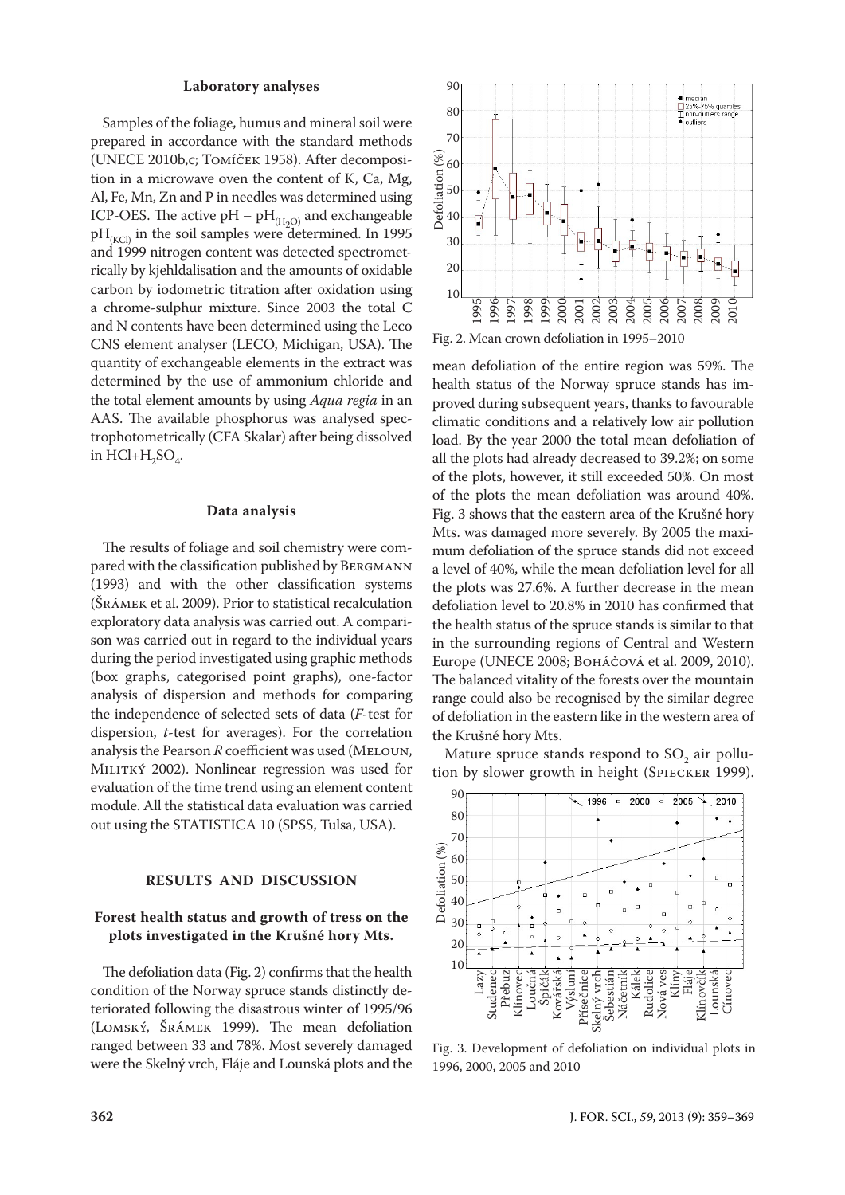### Laboratory analyses

Samples of the foliage, humus and mineral soil were prepared in accordance with the standard methods (UNECE 2010b,c; Tomíček 1958). After decomposition in a microwave oven the content of K, Ca, Mg, Al, Fe, Mn, Zn and P in needles was determined using ICP-OES. The active pH – $pH_{(H_2O)}$ and exchangeable $pH_{(KCl)}$ in the soil samples were determined. In 1995 and 1999 nitrogen content was detected spectrometrically by kjehldalisation and the amounts of oxidable carbon by iodometric titration after oxidation using a chrome-sulphur mixture. Since 2003 the total C and N contents have been determined using the Leco CNS element analyser (LECO, Michigan, USA). The quantity of exchangeable elements in the extract was determined by the use of ammonium chloride and the total element amounts by using *Aqua regia* in an AAS. The available phosphorus was analysed spectrophotometrically (CFA Skalar) after being dissolved in $HCl+H_2SO_4$.

### Data analysis

The results of foliage and soil chemistry were compared with the classification published by Bergmann (1993) and with the other classification systems (Šrámek et al. 2009). Prior to statistical recalculation exploratory data analysis was carried out. A comparison was carried out in regard to the individual years during the period investigated using graphic methods (box graphs, categorised point graphs), one-factor analysis of dispersion and methods for comparing the independence of selected sets of data (*F*-test for dispersion, *t*-test for averages). For the correlation analysis the Pearson *R* coefficient was used (Meloun, Militký 2002). Nonlinear regression was used for evaluation of the time trend using an element content module. All the statistical data evaluation was carried out using the STATISTICA 10 (SPSS, Tulsa, USA).

## RESULTS AND DISCUSSION

### Forest health status and growth of tress on the plots investigated in the Krušné hory Mts.

The defoliation data (Fig. 2) confirms that the health condition of the Norway spruce stands distinctly deteriorated following the disastrous winter of 1995/96 (Lomský, Šrámek 1999). The mean defoliation ranged between 33 and 78%. Most severely damaged were the Skelný vrch, Fláje and Lounská plots and the mean defoliation of the entire region was 59%. The health status of the Norway spruce stands has improved during subsequent years, thanks to favourable climatic conditions and a relatively low air pollution load. By the year 2000 the total mean defoliation of all the plots had already decreased to 39.2%; on some of the plots, however, it still exceeded 50%. On most of the plots the mean defoliation was around 40%. Fig. 3 shows that the eastern area of the Krušné hory Mts. was damaged more severely. By 2005 the maximum defoliation of the spruce stands did not exceed a level of 40%, while the mean defoliation level for all the plots was 27.6%. A further decrease in the mean defoliation level to 20.8% in 2010 has confirmed that the health status of the spruce stands is similar to that in the surrounding regions of Central and Western Europe (UNECE 2008; Boháčová et al. 2009, 2010). The balanced vitality of the forests over the mountain range could also be recognised by the similar degree of defoliation in the eastern like in the western area of the Krušné hory Mts.

Fig. 2. Mean crown defoliation in 1995–2010

Mature spruce stands respond to $SO_2$ air pollution by slower growth in height (Spiecker 1999).

Fig. 3. Development of defoliation on individual plots in 1996, 2000, 2005 and 2010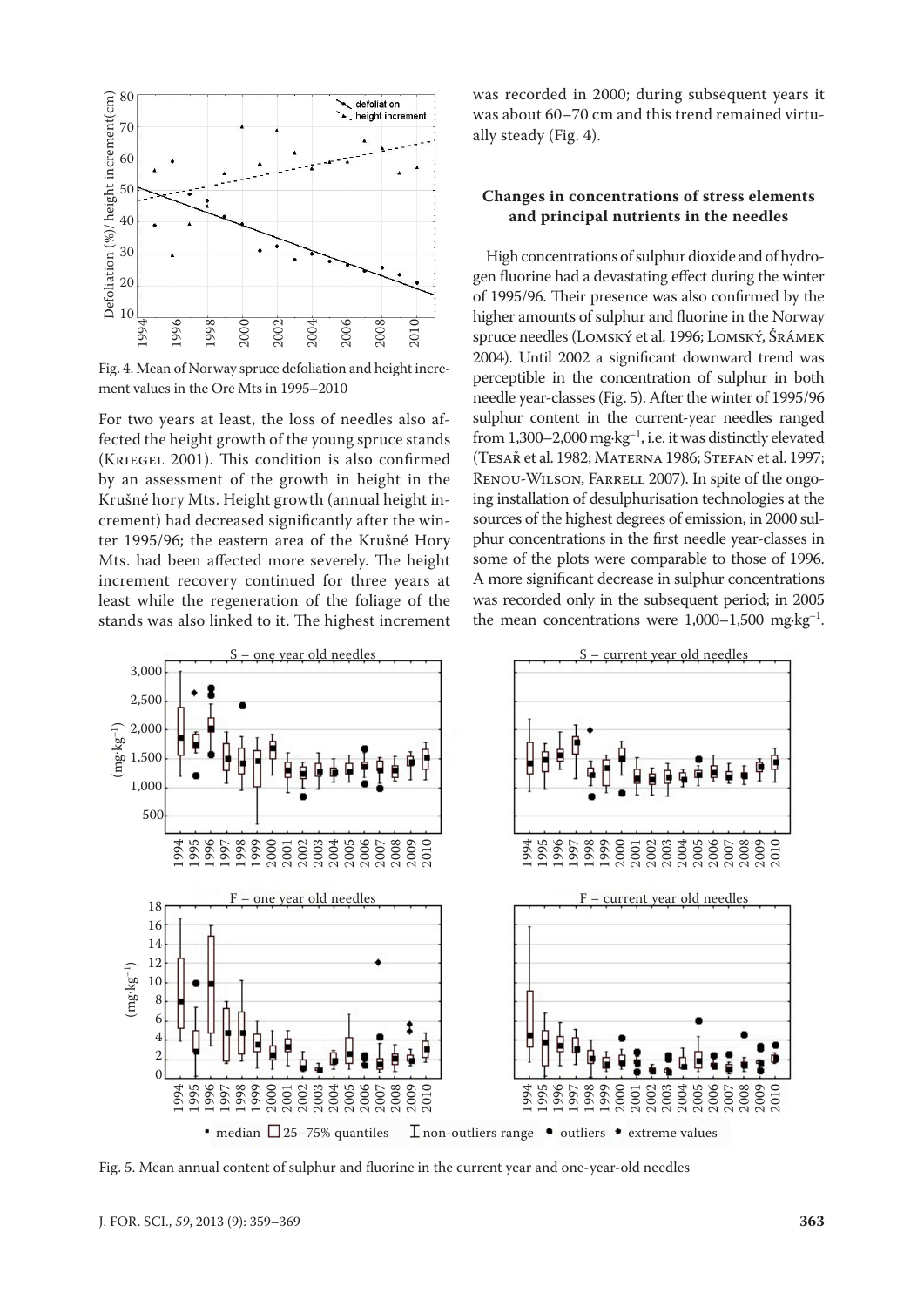Fig. 4. Mean of Norway spruce defoliation and height increment values in the Ore Mts in 1995–2010

For two years at least, the loss of needles also affected the height growth of the young spruce stands (Kriegel 2001). This condition is also confirmed by an assessment of the growth in height in the Krušné hory Mts. Height growth (annual height increment) had decreased significantly after the winter 1995/96; the eastern area of the Krušné Hory Mts. had been affected more severely. The height increment recovery continued for three years at least while the regeneration of the foliage of the stands was also linked to it. The highest increment was recorded in 2000; during subsequent years it was about 60–70 cm and this trend remained virtually steady (Fig. 4).

### Changes in concentrations of stress elements and principal nutrients in the needles

High concentrations of sulphur dioxide and of hydrogen fluorine had a devastating effect during the winter of 1995/96. Their presence was also confirmed by the higher amounts of sulphur and fluorine in the Norway spruce needles (Lomský et al. 1996; Lomský, Šrámek 2004). Until 2002 a significant downward trend was perceptible in the concentration of sulphur in both needle year-classes (Fig. 5). After the winter of 1995/96 sulphur content in the current-year needles ranged from 1,300–2,000 mg·kg$^{-1}$, i.e. it was distinctly elevated (Tesař et al. 1982; Materna 1986; Stefan et al. 1997; Renou-Wilson, Farrell 2007). In spite of the ongoing installation of desulphurisation technologies at the sources of the highest degrees of emission, in 2000 sulphur concentrations in the first needle year-classes in some of the plots were comparable to those of 1996. A more significant decrease in sulphur concentrations was recorded only in the subsequent period; in 2005 the mean concentrations were 1,000–1,500 mg·kg$^{-1}$.

Fig. 5. Mean annual content of sulphur and fluorine in the current year and one-year-old needles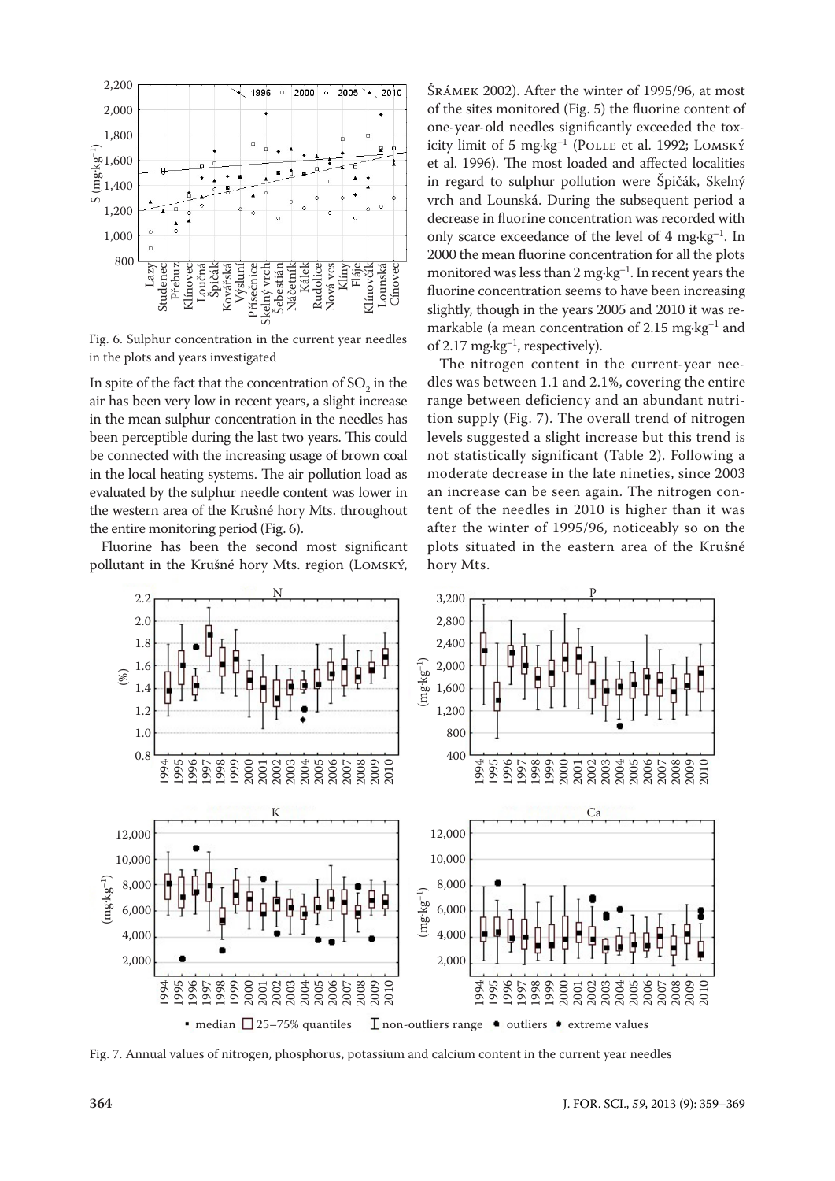Fig. 6. Sulphur concentration in the current year needles in the plots and years investigated

In spite of the fact that the concentration of $SO_2$ in the air has been very low in recent years, a slight increase in the mean sulphur concentration in the needles has been perceptible during the last two years. This could be connected with the increasing usage of brown coal in the local heating systems. The air pollution load as evaluated by the sulphur needle content was lower in the western area of the Krušné hory Mts. throughout the entire monitoring period (Fig. 6).

Fluorine has been the second most significant pollutant in the Krušné hory Mts. region (Lomský, Šrámek 2002). After the winter of 1995/96, at most of the sites monitored (Fig. 5) the fluorine content of one-year-old needles significantly exceeded the toxicity limit of 5 mg·kg$^{-1}$ (Polle et al. 1992; Lomský et al. 1996). The most loaded and affected localities in regard to sulphur pollution were Špičák, Skelný vrch and Lounská. During the subsequent period a decrease in fluorine concentration was recorded with only scarce exceedance of the level of 4 mg·kg$^{-1}$. In 2000 the mean fluorine concentration for all the plots monitored was less than 2 mg·kg$^{-1}$. In recent years the fluorine concentration seems to have been increasing slightly, though in the years 2005 and 2010 it was remarkable (a mean concentration of 2.15 mg·kg$^{-1}$ and of 2.17 mg·kg$^{-1}$, respectively).

The nitrogen content in the current-year needles was between 1.1 and 2.1%, covering the entire range between deficiency and an abundant nutrition supply (Fig. 7). The overall trend of nitrogen levels suggested a slight increase but this trend is not statistically significant (Table 2). Following a moderate decrease in the late nineties, since 2003 an increase can be seen again. The nitrogen content of the needles in 2010 is higher than it was after the winter of 1995/96, noticeably so on the plots situated in the eastern area of the Krušné hory Mts.

Fig. 7. Annual values of nitrogen, phosphorus, potassium and calcium content in the current year needles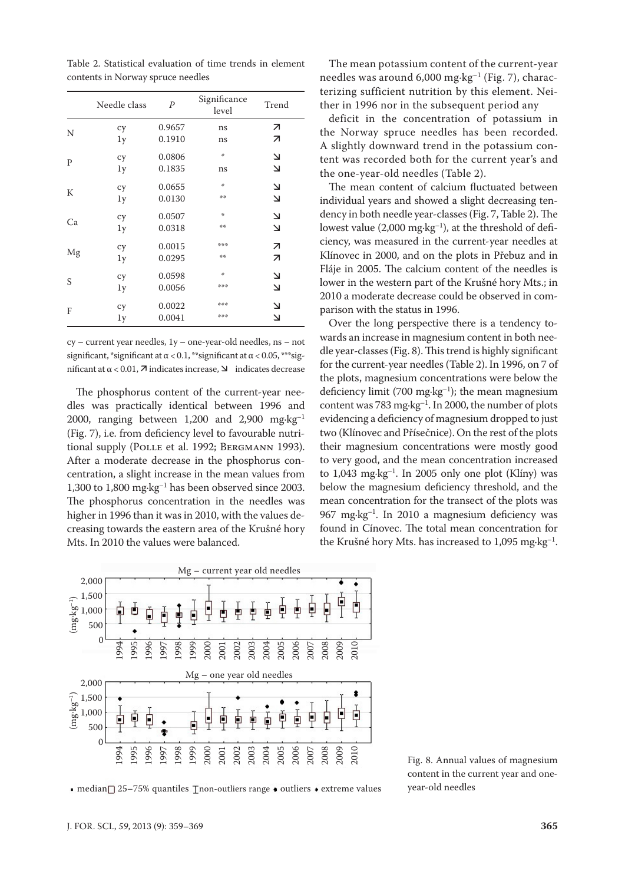Table 2. Statistical evaluation of time trends in element contents in Norway spruce needles

| | Needle class | $P$ | Significance level | Trend |
|---|---|---|---|---|
| N | cy | 0.9657 | ns | ↗ |
| | 1y | 0.1910 | ns | ↗ |
| P | cy | 0.0806 | * | ↘ |
| | 1y | 0.1835 | ns | ↘ |
| K | cy | 0.0655 | * | ↘ |
| | 1y | 0.0130 | ** | ↘ |
| Ca | cy | 0.0507 | * | ↘ |
| | 1y | 0.0318 | ** | ↘ |
| Mg | cy | 0.0015 | *** | ↗ |
| | 1y | 0.0295 | ** | ↗ |
| S | cy | 0.0598 | * | ↘ |
| | 1y | 0.0056 | *** | ↘ |
| F | cy | 0.0022 | *** | ↘ |
| | 1y | 0.0041 | *** | ↘ |

cy – current year needles, 1y – one-year-old needles, ns – not significant, *significant at $\alpha < 0.1$, **significant at $\alpha < 0.05$, ***significant at $\alpha < 0.01$, ↗ indicates increase, ↘ indicates decrease

The phosphorus content of the current-year needles was practically identical between 1996 and 2000, ranging between 1,200 and 2,900 mg·kg$^{-1}$ (Fig. 7), i.e. from deficiency level to favourable nutritional supply (Polle et al. 1992; Bergmann 1993). After a moderate decrease in the phosphorus concentration, a slight increase in the mean values from 1,300 to 1,800 mg·kg$^{-1}$ has been observed since 2003. The phosphorus concentration in the needles was higher in 1996 than it was in 2010, with the values decreasing towards the eastern area of the Krušné hory Mts. In 2010 the values were balanced.

The mean potassium content of the current-year needles was around 6,000 mg·kg$^{-1}$ (Fig. 7), characterizing sufficient nutrition by this element. Neither in 1996 nor in the subsequent period any deficit in the concentration of potassium in the Norway spruce needles has been recorded. A slightly downward trend in the potassium content was recorded both for the current year's and the one-year-old needles (Table 2).

The mean content of calcium fluctuated between individual years and showed a slight decreasing tendency in both needle year-classes (Fig. 7, Table 2). The lowest value (2,000 mg·kg$^{-1}$), at the threshold of deficiency, was measured in the current-year needles at Klínovec in 2000, and on the plots in Přebuz and in Fláje in 2005. The calcium content of the needles is lower in the western part of the Krušné hory Mts.; in 2010 a moderate decrease could be observed in comparison with the status in 1996.

Over the long perspective there is a tendency towards an increase in magnesium content in both needle year-classes (Fig. 8). This trend is highly significant for the current-year needles (Table 2). In 1996, on 7 of the plots, magnesium concentrations were below the deficiency limit (700 mg·kg$^{-1}$); the mean magnesium content was 783 mg·kg$^{-1}$. In 2000, the number of plots evidencing a deficiency of magnesium dropped to just two (Klínovec and Přísečnice). On the rest of the plots their magnesium concentrations were mostly good to very good, and the mean concentration increased to 1,043 mg·kg$^{-1}$. In 2005 only one plot (Klíny) was below the magnesium deficiency threshold, and the mean concentration for the transect of the plots was 967 mg·kg$^{-1}$. In 2010 a magnesium deficiency was found in Cínovec. The total mean concentration for the Krušné hory Mts. has increased to 1,095 mg·kg$^{-1}$.

Fig. 8. Annual values of magnesium content in the current year and one-year-old needles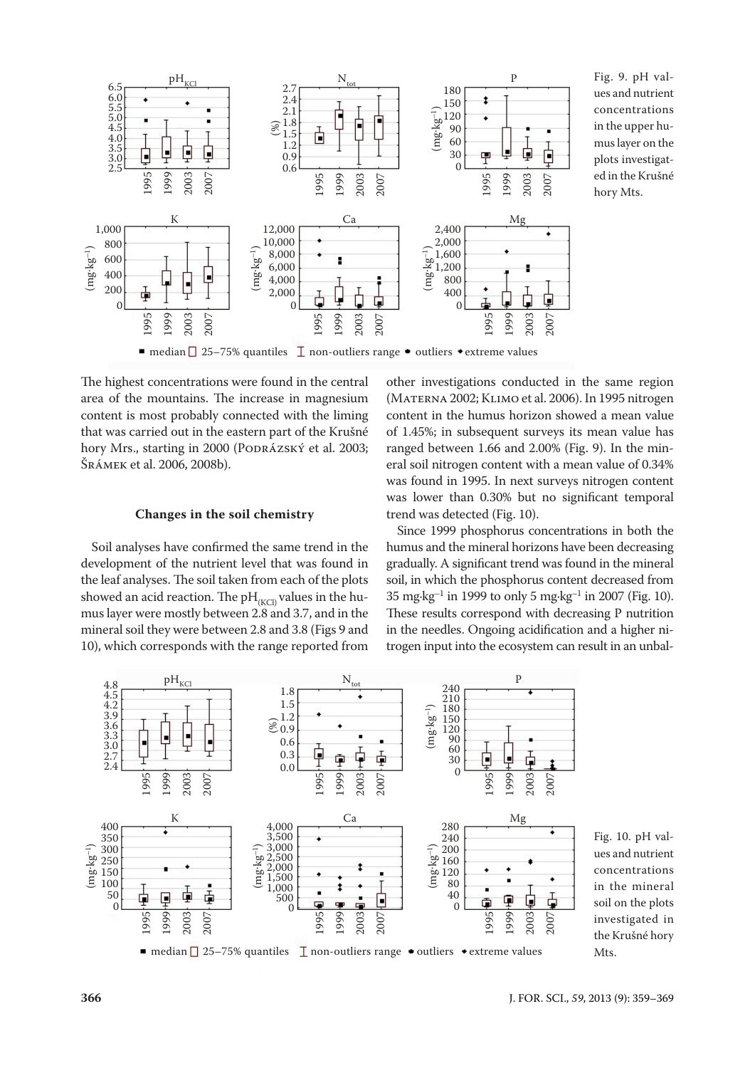Fig. 9. pH values and nutrient concentrations in the upper humus layer on the plots investigated in the Krušné hory Mts.

The highest concentrations were found in the central area of the mountains. The increase in magnesium content is most probably connected with the liming that was carried out in the eastern part of the Krušné hory Mrs., starting in 2000 (Podrázský et al. 2003; Šrámek et al. 2006, 2008b).

### Changes in the soil chemistry

Soil analyses have confirmed the same trend in the development of the nutrient level that was found in the leaf analyses. The soil taken from each of the plots showed an acid reaction. The $pH_{(KCl)}$ values in the humus layer were mostly between 2.8 and 3.7, and in the mineral soil they were between 2.8 and 3.8 (Figs 9 and 10), which corresponds with the range reported from other investigations conducted in the same region (Materna 2002; Klimo et al. 2006). In 1995 nitrogen content in the humus horizon showed a mean value of 1.45%; in subsequent surveys its mean value has ranged between 1.66 and 2.00% (Fig. 9). In the mineral soil nitrogen content with a mean value of 0.34% was found in 1995. In next surveys nitrogen content was lower than 0.30% but no significant temporal trend was detected (Fig. 10).

Since 1999 phosphorus concentrations in both the humus and the mineral horizons have been decreasing gradually. A significant trend was found in the mineral soil, in which the phosphorus content decreased from 35 $mg \cdot kg^{-1}$ in 1999 to only 5 $mg \cdot kg^{-1}$ in 2007 (Fig. 10). These results correspond with decreasing P nutrition in the needles. Ongoing acidification and a higher nitrogen input into the ecosystem can result in an unbal-

Fig. 10. pH values and nutrient concentrations in the mineral soil on the plots investigated in the Krušné hory Mts.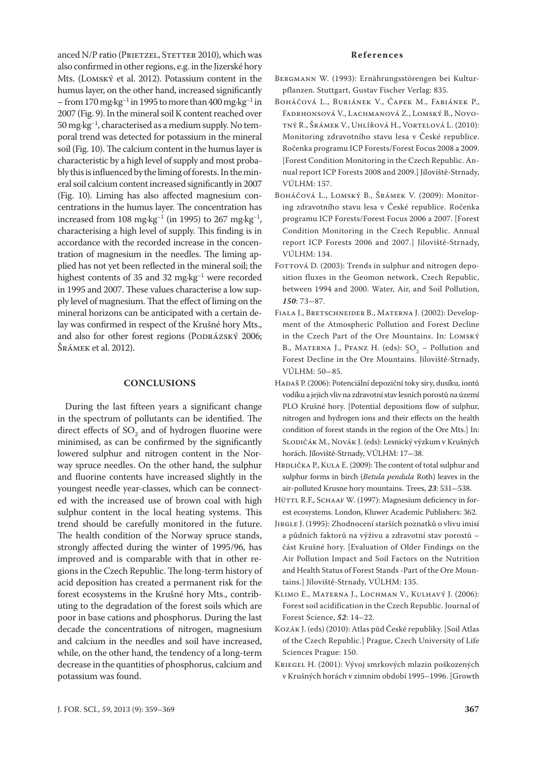anced N/P ratio (Prietzel, Stetter 2010), which was also confirmed in other regions, e.g. in the Jizerské hory Mts. (Lomský et al. 2012). Potassium content in the humus layer, on the other hand, increased significantly – from 170 mg·kg$^{-1}$ in 1995 to more than 400 mg·kg$^{-1}$ in 2007 (Fig. 9). In the mineral soil K content reached over 50 mg·kg$^{-1}$, characterised as a medium supply. No temporal trend was detected for potassium in the mineral soil (Fig. 10). The calcium content in the humus layer is characteristic by a high level of supply and most probably this is influenced by the liming of forests. In the mineral soil calcium content increased significantly in 2007 (Fig. 10). Liming has also affected magnesium concentrations in the humus layer. The concentration has increased from 108 mg·kg$^{-1}$ (in 1995) to 267 mg·kg$^{-1}$, characterising a high level of supply. This finding is in accordance with the recorded increase in the concentration of magnesium in the needles. The liming applied has not yet been reflected in the mineral soil; the highest contents of 35 and 32 mg·kg$^{-1}$ were recorded in 1995 and 2007. These values characterise a low supply level of magnesium. That the effect of liming on the mineral horizons can be anticipated with a certain delay was confirmed in respect of the Krušné hory Mts., and also for other forest regions (Podrázský 2006; Šrámek et al. 2012).

## CONCLUSIONS

During the last fifteen years a significant change in the spectrum of pollutants can be identified. The direct effects of $SO_2$ and of hydrogen fluorine were minimised, as can be confirmed by the significantly lowered sulphur and nitrogen content in the Norway spruce needles. On the other hand, the sulphur and fluorine contents have increased slightly in the youngest needle year-classes, which can be connected with the increased use of brown coal with high sulphur content in the local heating systems. This trend should be carefully monitored in the future. The health condition of the Norway spruce stands, strongly affected during the winter of 1995/96, has improved and is comparable with that in other regions in the Czech Republic. The long-term history of acid deposition has created a permanent risk for the forest ecosystems in the Krušné hory Mts., contributing to the degradation of the forest soils which are poor in base cations and phosphorus. During the last decade the concentrations of nitrogen, magnesium and calcium in the needles and soil have increased, while, on the other hand, the tendency of a long-term decrease in the quantities of phosphorus, calcium and potassium was found.

## References

Bergmann W. (1993): Ernährungsstörengen bei Kulturpflanzen. Stuttgart, Gustav Fischer Verlag: 835.

Boháčová L., Buriánek V., Čapek M., Fabiánek P., Fadrhonsová V., Lachmanová Z., Lomský B., Novotný R., Šrámek V., Uhlířová H., Vortelová L. (2010): Monitoring zdravotního stavu lesa v České republice. Ročenka programu ICP Forests/Forest Focus 2008 a 2009. [Forest Condition Monitoring in the Czech Republic. Annual report ICP Forests 2008 and 2009.] Jíloviště-Strnady, VÚLHM: 157.

Boháčová L., Lomský B., Šrámek V. (2009): Monitoring zdravotního stavu lesa v České republice. Ročenka programu ICP Forests/Forest Focus 2006 a 2007. [Forest Condition Monitoring in the Czech Republic. Annual report ICP Forests 2006 and 2007.] Jíloviště-Strnady, VÚLHM: 134.

Fottová D. (2003): Trends in sulphur and nitrogen deposition fluxes in the Geomon network, Czech Republic, between 1994 and 2000. Water, Air, and Soil Pollution, ***150***: 73–87.

Fiala J., Bretschneider B., Materna J. (2002): Development of the Atmospheric Pollution and Forest Decline in the Czech Part of the Ore Mountains. In: Lomský B., Materna J., Pfanz H. (eds): $SO_2$ – Pollution and Forest Decline in the Ore Mountains. Jíloviště-Strnady, VÚLHM: 50–85.

Hadaš P. (2006): Potenciální depoziční toky síry, dusíku, iontů vodíku a jejich vliv na zdravotní stav lesních porostů na území PLO Krušné hory. [Potential depositions flow of sulphur, nitrogen and hydrogen ions and their effects on the health condition of forest stands in the region of the Ore Mts.] In: Slodičák M., Novák J. (eds): Lesnický výzkum v Krušných horách. Jíloviště-Strnady, VÚLHM: 17–38.

Hrdlička P., Kula E. (2009): The content of total sulphur and sulphur forms in birch (*Betula pendula* Roth) leaves in the air-polluted Krusne hory mountains. Trees, ***23***: 531–538.

Hüttl R.F., Schaaf W. (1997): Magnesium deficiency in forest ecosystems. London, Kluwer Academic Publishers: 362.

Jirgle J. (1995): Zhodnocení starších poznatků o vlivu imisí a půdních faktorů na výživu a zdravotní stav porostů – část Krušné hory. [Evaluation of Older Findings on the Air Pollution Impact and Soil Factors on the Nutrition and Health Status of Forest Stands -Part of the Ore Mountains.] Jíloviště-Strnady, VÚLHM: 135.

Klimo E., Materna J., Lochman V., Kulhavý J. (2006): Forest soil acidification in the Czech Republic. Journal of Forest Science, ***52***: 14–22.

Kozák J. (eds) (2010): Atlas půd České republiky. [Soil Atlas of the Czech Republic.] Prague, Czech University of Life Sciences Prague: 150.

Kriegel H. (2001): Vývoj smrkových mlazin poškozených v Krušných horách v zimním období 1995–1996. [Growth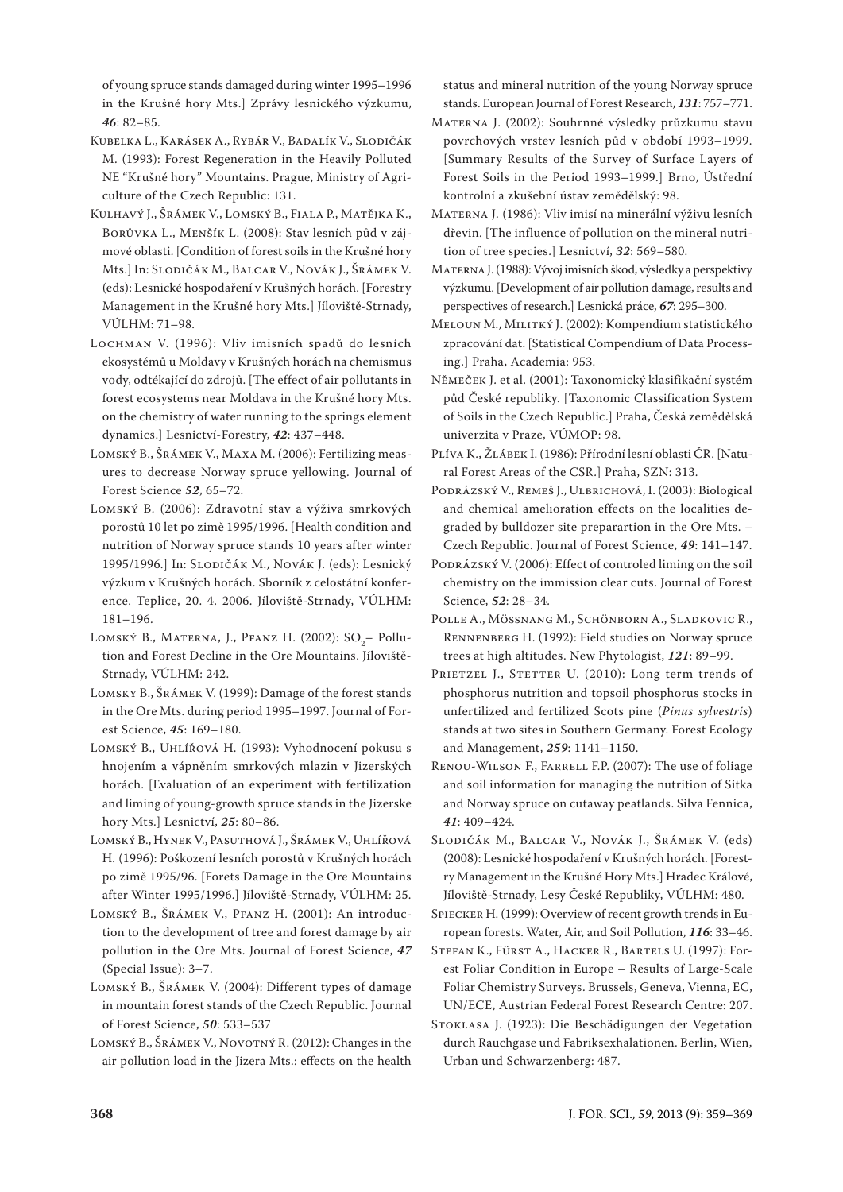of young spruce stands damaged during winter 1995–1996 in the Krušné hory Mts.] Zprávy lesnického výzkumu, *46*: 82–85.

Kubelka L., Karásek A., Rybár V., Badalík V., Slodičák M. (1993): Forest Regeneration in the Heavily Polluted NE "Krušné hory" Mountains. Prague, Ministry of Agriculture of the Czech Republic: 131.

Kulhavý J., Šrámek V., Lomský B., Fiala P., Matějka K., Borůvka L., Menšík L. (2008): Stav lesních půd v zájmové oblasti. [Condition of forest soils in the Krušné hory Mts.] In: Slodičák M., Balcar V., Novák J., Šrámek V. (eds): Lesnické hospodaření v Krušných horách. [Forestry Management in the Krušné hory Mts.] Jíloviště-Strnady, VÚLHM: 71–98.

Lochman V. (1996): Vliv imisních spadů do lesních ekosystémů u Moldavy v Krušných horách na chemismus vody, odtékající do zdrojů. [The effect of air pollutants in forest ecosystems near Moldava in the Krušné hory Mts. on the chemistry of water running to the springs element dynamics.] Lesnictví-Forestry, *42*: 437–448.

Lomský B., Šrámek V., Maxa M. (2006): Fertilizing measures to decrease Norway spruce yellowing. Journal of Forest Science *52*, 65–72.

Lomský B. (2006): Zdravotní stav a výživa smrkových porostů 10 let po zimě 1995/1996. [Health condition and nutrition of Norway spruce stands 10 years after winter 1995/1996.] In: Slodičák M., Novák J. (eds): Lesnický výzkum v Krušných horách. Sborník z celostátní konference. Teplice, 20. 4. 2006. Jíloviště-Strnady, VÚLHM: 181–196.

Lomský B., Materna, J., Pfanz H. (2002): $SO_2$– Pollution and Forest Decline in the Ore Mountains. Jíloviště-Strnady, VÚLHM: 242.

Lomsky B., Šrámek V. (1999): Damage of the forest stands in the Ore Mts. during period 1995–1997. Journal of Forest Science, *45*: 169–180.

Lomský B., Uhlířová H. (1993): Vyhodnocení pokusu s hnojením a vápněním smrkových mlazin v Jizerských horách. [Evaluation of an experiment with fertilization and liming of young-growth spruce stands in the Jizerske hory Mts.] Lesnictví, *25*: 80–86.

Lomský B., Hynek V., Pasuthová J., Šrámek V., Uhlířová H. (1996): Poškození lesních porostů v Krušných horách po zimě 1995/96. [Forets Damage in the Ore Mountains after Winter 1995/1996.] Jíloviště-Strnady, VÚLHM: 25.

Lomský B., Šrámek V., Pfanz H. (2001): An introduction to the development of tree and forest damage by air pollution in the Ore Mts. Journal of Forest Science, *47* (Special Issue): 3–7.

Lomský B., Šrámek V. (2004): Different types of damage in mountain forest stands of the Czech Republic. Journal of Forest Science, *50*: 533–537

Lomský B., Šrámek V., Novotný R. (2012): Changes in the air pollution load in the Jizera Mts.: effects on the health status and mineral nutrition of the young Norway spruce stands. European Journal of Forest Research, *131*: 757–771.

Materna J. (2002): Souhrnné výsledky průzkumu stavu povrchových vrstev lesních půd v období 1993–1999. [Summary Results of the Survey of Surface Layers of Forest Soils in the Period 1993–1999.] Brno, Ústřední kontrolní a zkušební ústav zemědělský: 98.

Materna J. (1986): Vliv imisí na minerální výživu lesních dřevin. [The influence of pollution on the mineral nutrition of tree species.] Lesnictví, *32*: 569–580.

Materna J. (1988): Vývoj imisních škod, výsledky a perspektivy výzkumu. [Development of air pollution damage, results and perspectives of research.] Lesnická práce, *67*: 295–300.

Meloun M., Militký J. (2002): Kompendium statistického zpracování dat. [Statistical Compendium of Data Processing.] Praha, Academia: 953.

Němeček J. et al. (2001): Taxonomický klasifikační systém půd České republiky. [Taxonomic Classification System of Soils in the Czech Republic.] Praha, Česká zemědělská univerzita v Praze, VÚMOP: 98.

Plíva K., Žlábek I. (1986): Přírodní lesní oblasti ČR. [Natural Forest Areas of the CSR.] Praha, SZN: 313.

Podrázský V., Remeš J., Ulbrichová, I. (2003): Biological and chemical amelioration effects on the localities degraded by bulldozer site preparartion in the Ore Mts. – Czech Republic. Journal of Forest Science, *49*: 141–147.

Podrázský V. (2006): Effect of controled liming on the soil chemistry on the immission clear cuts. Journal of Forest Science, *52*: 28–34.

Polle A., Mössnang M., Schönborn A., Sladkovic R., Rennenberg H. (1992): Field studies on Norway spruce trees at high altitudes. New Phytologist, *121*: 89–99.

Prietzel J., Stetter U. (2010): Long term trends of phosphorus nutrition and topsoil phosphorus stocks in unfertilized and fertilized Scots pine (*Pinus sylvestris*) stands at two sites in Southern Germany. Forest Ecology and Management, *259*: 1141–1150.

Renou-Wilson F., Farrell F.P. (2007): The use of foliage and soil information for managing the nutrition of Sitka and Norway spruce on cutaway peatlands. Silva Fennica, *41*: 409–424.

Slodičák M., Balcar V., Novák J., Šrámek V. (eds) (2008): Lesnické hospodaření v Krušných horách. [Forestry Management in the Krušné Hory Mts.] Hradec Králové, Jíloviště-Strnady, Lesy České Republiky, VÚLHM: 480.

Spiecker H. (1999): Overview of recent growth trends in European forests. Water, Air, and Soil Pollution, *116*: 33–46.

Stefan K., Fürst A., Hacker R., Bartels U. (1997): Forest Foliar Condition in Europe – Results of Large-Scale Foliar Chemistry Surveys. Brussels, Geneva, Vienna, EC, UN/ECE, Austrian Federal Forest Research Centre: 207.

Stoklasa J. (1923): Die Beschädigungen der Vegetation durch Rauchgase und Fabriksexhalationen. Berlin, Wien, Urban und Schwarzenberg: 487.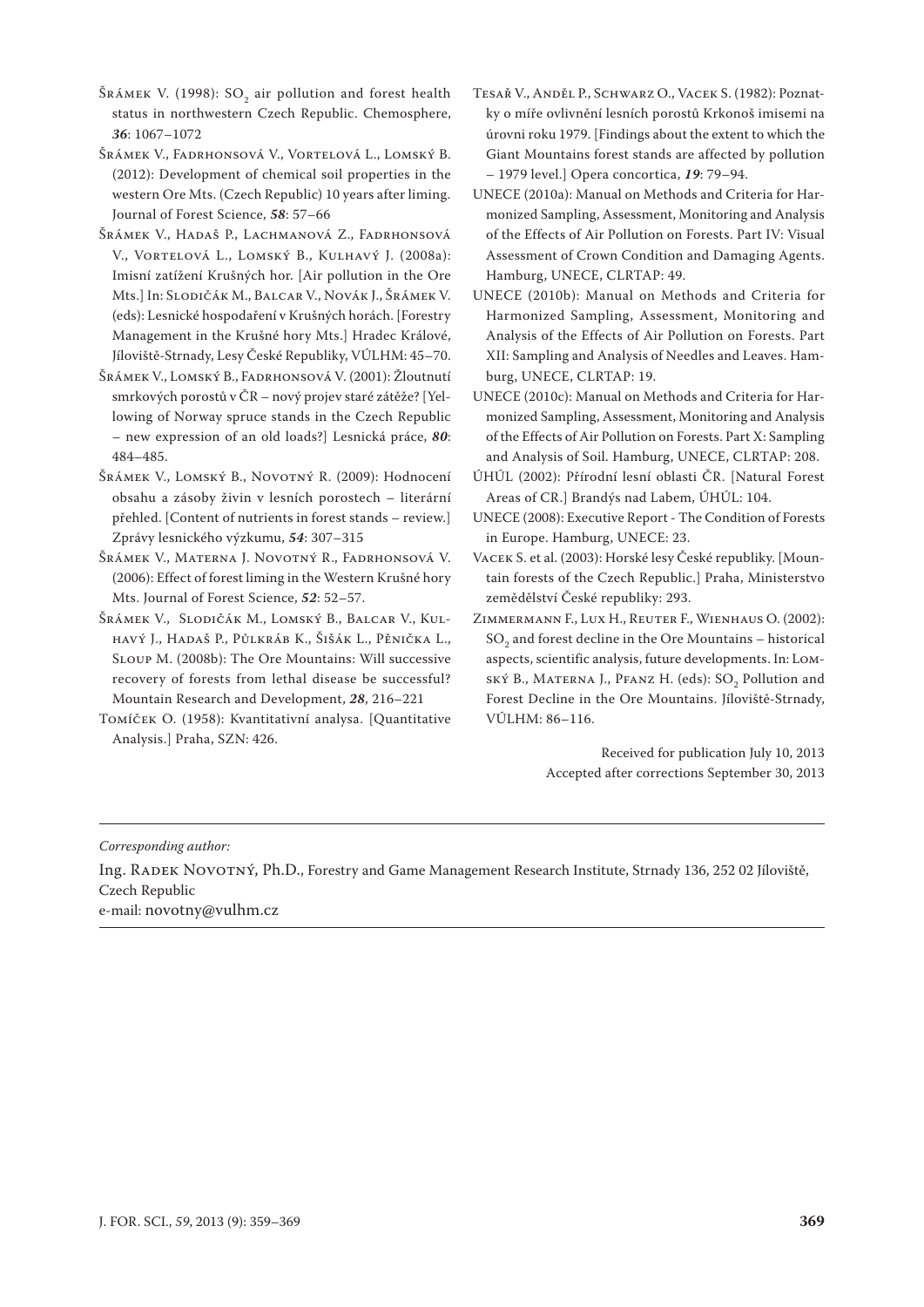Šrámek V. (1998): $SO_2$ air pollution and forest health status in northwestern Czech Republic. Chemosphere, ***36***: 1067–1072

Šrámek V., Fadrhonsová V., Vortelová L., Lomský B. (2012): Development of chemical soil properties in the western Ore Mts. (Czech Republic) 10 years after liming. Journal of Forest Science, ***58***: 57–66

Šrámek V., Hadaš P., Lachmanová Z., Fadrhonsová V., Vortelová L., Lomský B., Kulhavý J. (2008a): Imisní zatížení Krušných hor. [Air pollution in the Ore Mts.] In: Slodičák M., Balcar V., Novák J., Šrámek V. (eds): Lesnické hospodaření v Krušných horách. [Forestry Management in the Krušné hory Mts.] Hradec Králové, Jíloviště-Strnady, Lesy České Republiky, VÚLHM: 45–70.

Šrámek V., Lomský B., Fadrhonsová V. (2001): Žloutnutí smrkových porostů v ČR – nový projev staré zátěže? [Yellowing of Norway spruce stands in the Czech Republic – new expression of an old loads?] Lesnická práce, ***80***: 484–485.

Šrámek V., Lomský B., Novotný R. (2009): Hodnocení obsahu a zásoby živin v lesních porostech – literární přehled. [Content of nutrients in forest stands – review.] Zprávy lesnického výzkumu, ***54***: 307–315

Šrámek V., Materna J. Novotný R., Fadrhonsová V. (2006): Effect of forest liming in the Western Krušné hory Mts. Journal of Forest Science, ***52***: 52–57.

Šrámek V., Slodičák M., Lomský B., Balcar V., Kulhavý J., Hadaš P., Půlkráb K., Šišák L., Pěnička L., Sloup M. (2008b): The Ore Mountains: Will successive recovery of forests from lethal disease be successful? Mountain Research and Development, ***28***, 216–221

Tomíček O. (1958): Kvantitativní analysa. [Quantitative Analysis.] Praha, SZN: 426.

Tesař V., Anděl P., Schwarz O., Vacek S. (1982): Poznatky o míře ovlivnění lesních porostů Krkonoš imisemi na úrovni roku 1979. [Findings about the extent to which the Giant Mountains forest stands are affected by pollution – 1979 level.] Opera concortica, ***19***: 79–94.

UNECE (2010a): Manual on Methods and Criteria for Harmonized Sampling, Assessment, Monitoring and Analysis of the Effects of Air Pollution on Forests. Part IV: Visual Assessment of Crown Condition and Damaging Agents. Hamburg, UNECE, CLRTAP: 49.

UNECE (2010b): Manual on Methods and Criteria for Harmonized Sampling, Assessment, Monitoring and Analysis of the Effects of Air Pollution on Forests. Part XII: Sampling and Analysis of Needles and Leaves. Hamburg, UNECE, CLRTAP: 19.

UNECE (2010c): Manual on Methods and Criteria for Harmonized Sampling, Assessment, Monitoring and Analysis of the Effects of Air Pollution on Forests. Part X: Sampling and Analysis of Soil. Hamburg, UNECE, CLRTAP: 208.

ÚHÚL (2002): Přírodní lesní oblasti ČR. [Natural Forest Areas of CR.] Brandýs nad Labem, ÚHÚL: 104.

UNECE (2008): Executive Report - The Condition of Forests in Europe. Hamburg, UNECE: 23.

Vacek S. et al. (2003): Horské lesy České republiky. [Mountain forests of the Czech Republic.] Praha, Ministerstvo zemědělství České republiky: 293.

Zimmermann F., Lux H., Reuter F., Wienhaus O. (2002): $SO_2$ and forest decline in the Ore Mountains – historical aspects, scientific analysis, future developments. In: Lomský B., Materna J., Pfanz H. (eds): $SO_2$ Pollution and Forest Decline in the Ore Mountains. Jíloviště-Strnady, VÚLHM: 86–116.

Received for publication July 10, 2013
Accepted after corrections September 30, 2013

*Corresponding author:*

Ing. Radek Novotný, Ph.D., Forestry and Game Management Research Institute, Strnady 136, 252 02 Jíloviště, Czech Republic
e-mail: novotny@vulhm.cz